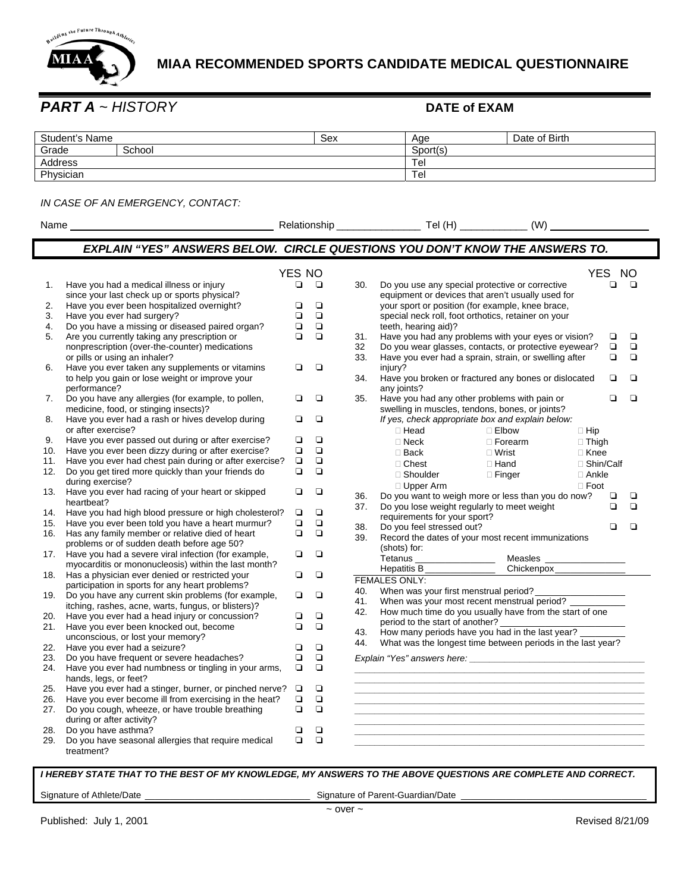# MIAA RECOMMENDED SPORTS CANDIDATE MEDICAL QUESTIONNAIRE

## *PART A ~ HISTORY*

**DATE of EXAM**

| Student's Name | | Sex | Age | Date of Birth |
|---|---|---|---|---|
| Grade | School | | Sport(s) | |
| Address | | | Tel | |
| Physician | | | Tel | |

*IN CASE OF AN EMERGENCY, CONTACT:*

Name ______________________ Relationship _______________ Tel (H) ____________ (W) ______________

***EXPLAIN "YES" ANSWERS BELOW. CIRCLE QUESTIONS YOU DON'T KNOW THE ANSWERS TO.***

| # | Question | YES | NO |
|---|---|---|---|
| 1. | Have you had a medical illness or injury since your last check up or sports physical? | ❑ | ❑ |
| 2. | Have you ever been hospitalized overnight? | ❑ | ❑ |
| 3. | Have you ever had surgery? | ❑ | ❑ |
| 4. | Do you have a missing or diseased paired organ? | ❑ | ❑ |
| 5. | Are you currently taking any prescription or nonprescription (over-the-counter) medications or pills or using an inhaler? | ❑ | ❑ |
| 6. | Have you ever taken any supplements or vitamins to help you gain or lose weight or improve your performance? | ❑ | ❑ |
| 7. | Do you have any allergies (for example, to pollen, medicine, food, or stinging insects)? | ❑ | ❑ |
| 8. | Have you ever had a rash or hives develop during or after exercise? | ❑ | ❑ |
| 9. | Have you ever passed out during or after exercise? | ❑ | ❑ |
| 10. | Have you ever been dizzy during or after exercise? | ❑ | ❑ |
| 11. | Have you ever had chest pain during or after exercise? | ❑ | ❑ |
| 12. | Do you get tired more quickly than your friends do during exercise? | ❑ | ❑ |
| 13. | Have you ever had racing of your heart or skipped heartbeat? | ❑ | ❑ |
| 14. | Have you had high blood pressure or high cholesterol? | ❑ | ❑ |
| 15. | Have you ever been told you have a heart murmur? | ❑ | ❑ |
| 16. | Has any family member or relative died of heart problems or of sudden death before age 50? | ❑ | ❑ |
| 17. | Have you had a severe viral infection (for example, myocarditis or mononucleosis) within the last month? | ❑ | ❑ |
| 18. | Has a physician ever denied or restricted your participation in sports for any heart problems? | ❑ | ❑ |
| 19. | Do you have any current skin problems (for example, itching, rashes, acne, warts, fungus, or blisters)? | ❑ | ❑ |
| 20. | Have you ever had a head injury or concussion? | ❑ | ❑ |
| 21. | Have you ever been knocked out, become unconscious, or lost your memory? | ❑ | ❑ |
| 22. | Have you ever had a seizure? | ❑ | ❑ |
| 23. | Do you have frequent or severe headaches? | ❑ | ❑ |
| 24. | Have you ever had numbness or tingling in your arms, hands, legs, or feet? | ❑ | ❑ |
| 25. | Have you ever had a stinger, burner, or pinched nerve? | ❑ | ❑ |
| 26. | Have you ever become ill from exercising in the heat? | ❑ | ❑ |
| 27. | Do you cough, wheeze, or have trouble breathing during or after activity? | ❑ | ❑ |
| 28. | Do you have asthma? | ❑ | ❑ |
| 29. | Do you have seasonal allergies that require medical treatment? | ❑ | ❑ |
| 30. | Do you use any special protective or corrective equipment or devices that aren't usually used for your sport or position (for example, knee brace, special neck roll, foot orthotics, retainer on your teeth, hearing aid)? | ❑ | ❑ |
| 31. | Have you had any problems with your eyes or vision? | ❑ | ❑ |
| 32 | Do you wear glasses, contacts, or protective eyewear? | ❑ | ❑ |
| 33. | Have you ever had a sprain, strain, or swelling after injury? | ❑ | ❑ |
| 34. | Have you broken or fractured any bones or dislocated any joints? | ❑ | ❑ |
| 35. | Have you had any other problems with pain or swelling in muscles, tendons, bones, or joints? | ❑ | ❑ |

*If yes, check appropriate box and explain below:*

| | | |
|---|---|---|
| ☐ Head | ☐ Elbow | ☐ Hip |
| ☐ Neck | ☐ Forearm | ☐ Thigh |
| ☐ Back | ☐ Wrist | ☐ Knee |
| ☐ Chest | ☐ Hand | ☐ Shin/Calf |
| ☐ Shoulder | ☐ Finger | ☐ Ankle |
| ☐ Upper Arm | | ☐ Foot |

| # | Question | YES | NO |
|---|---|---|---|
| 36. | Do you want to weigh more or less than you do now? | ❑ | ❑ |
| 37. | Do you lose weight regularly to meet weight requirements for your sport? | ❑ | ❑ |
| 38. | Do you feel stressed out? | ❑ | ❑ |

39. Record the dates of your most recent immunizations (shots) for:

Tetanus _______________ Measles _______________

Hepatitis B _______________ Chickenpox _______________

FEMALES ONLY:

40. When was your first menstrual period? _______________
41. When was your most recent menstrual period? _______________
42. How much time do you usually have from the start of one period to the start of another? _______________
43. How many periods have you had in the last year? _______________
44. What was the longest time between periods in the last year?

*Explain "Yes" answers here:* ______________________________

______________________________________________

______________________________________________

______________________________________________

______________________________________________

______________________________________________

______________________________________________

______________________________________________

***I HEREBY STATE THAT TO THE BEST OF MY KNOWLEDGE, MY ANSWERS TO THE ABOVE QUESTIONS ARE COMPLETE AND CORRECT.***

Signature of Athlete/Date ______________________ Signature of Parent-Guardian/Date ______________________

~ over ~

Published: July 1, 2001 Revised 8/21/09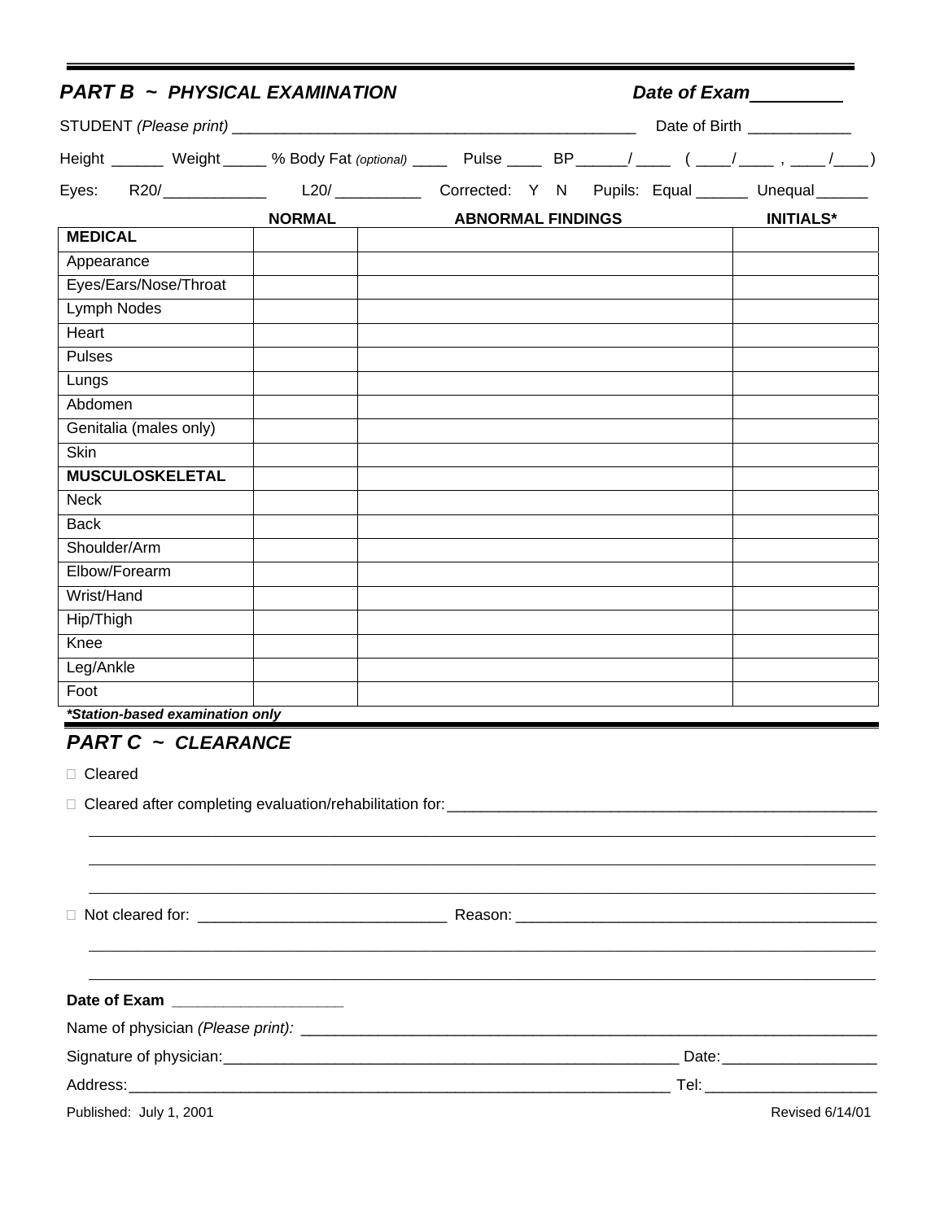## *PART B ~ PHYSICAL EXAMINATION*

***Date of Exam*** _________

STUDENT *(Please print)* ________________________________________________ Date of Birth ____________

Height ______ Weight _____ % Body Fat *(optional)* ____ Pulse ____ BP ______/ ____ ( ____/ ____ , ____ /____ )

Eyes: R20/ ____________ L20/ __________ Corrected: Y N Pupils: Equal ______ Unequal ______

| | NORMAL | ABNORMAL FINDINGS | INITIALS* |
|---|---|---|---|
| **MEDICAL** | | | |
| Appearance | | | |
| Eyes/Ears/Nose/Throat | | | |
| Lymph Nodes | | | |
| Heart | | | |
| Pulses | | | |
| Lungs | | | |
| Abdomen | | | |
| Genitalia (males only) | | | |
| Skin | | | |
| **MUSCULOSKELETAL** | | | |
| Neck | | | |
| Back | | | |
| Shoulder/Arm | | | |
| Elbow/Forearm | | | |
| Wrist/Hand | | | |
| Hip/Thigh | | | |
| Knee | | | |
| Leg/Ankle | | | |
| Foot | | | |

***Station-based examination only***

## *PART C ~ CLEARANCE*

□ Cleared

□ Cleared after completing evaluation/rehabilitation for: ____________________________________________________

________________________________________________________________________________

________________________________________________________________________________

________________________________________________________________________________

□ Not cleared for: _____________________________ Reason: ___________________________________________

________________________________________________________________________________

________________________________________________________________________________

**Date of Exam** ____________________

Name of physician *(Please print):* ____________________________________________________________________

Signature of physician: _______________________________________________________ Date: _________________

Address: _________________________________________________________________ Tel: ___________________

Published: July 1, 2001 Revised 6/14/01